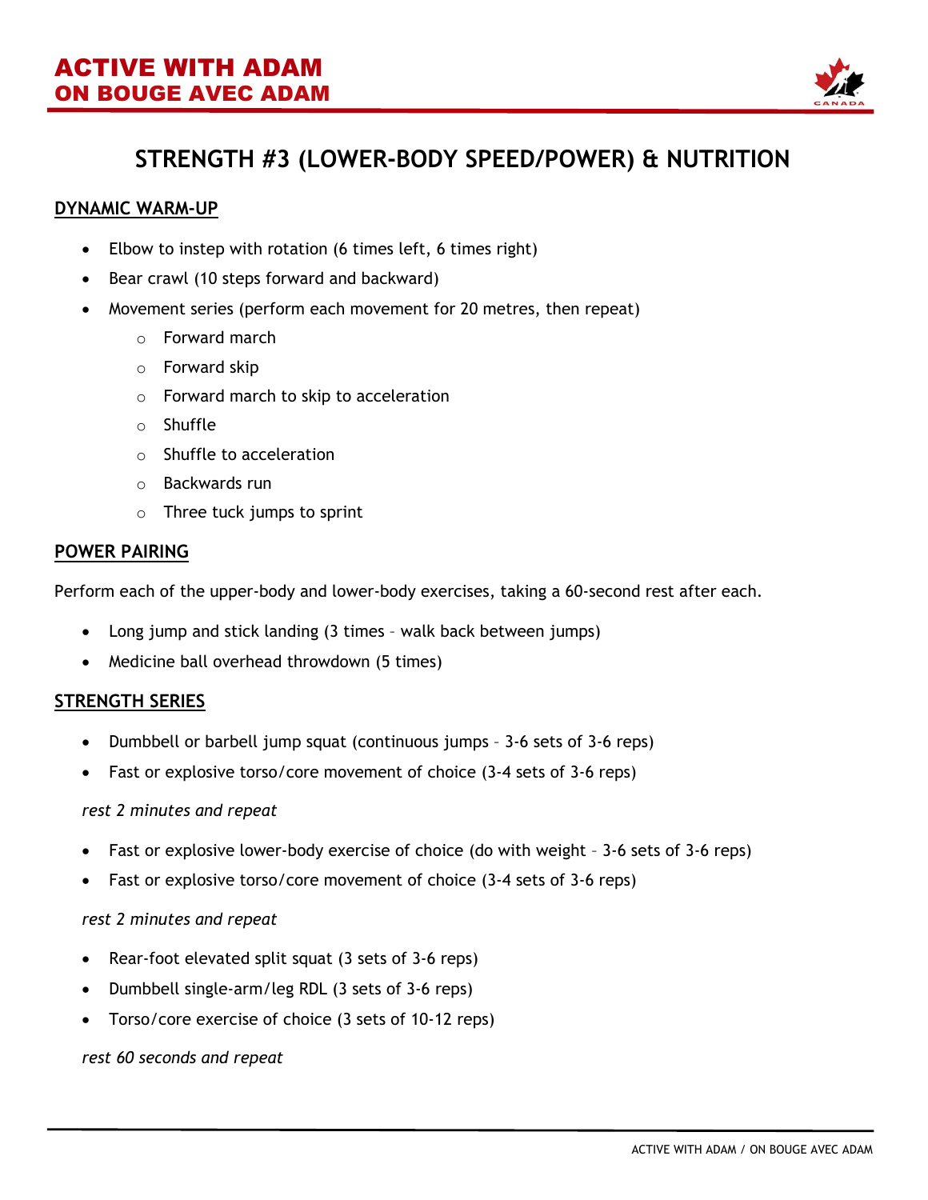# ACTIVE WITH ADAM
# ON BOUGE AVEC ADAM

## STRENGTH #3 (LOWER-BODY SPEED/POWER) & NUTRITION

### DYNAMIC WARM-UP

- Elbow to instep with rotation (6 times left, 6 times right)
- Bear crawl (10 steps forward and backward)
- Movement series (perform each movement for 20 metres, then repeat)
  - Forward march
  - Forward skip
  - Forward march to skip to acceleration
  - Shuffle
  - Shuffle to acceleration
  - Backwards run
  - Three tuck jumps to sprint

### POWER PAIRING

Perform each of the upper-body and lower-body exercises, taking a 60-second rest after each.

- Long jump and stick landing (3 times – walk back between jumps)
- Medicine ball overhead throwdown (5 times)

### STRENGTH SERIES

- Dumbbell or barbell jump squat (continuous jumps – 3-6 sets of 3-6 reps)
- Fast or explosive torso/core movement of choice (3-4 sets of 3-6 reps)

*rest 2 minutes and repeat*

- Fast or explosive lower-body exercise of choice (do with weight – 3-6 sets of 3-6 reps)
- Fast or explosive torso/core movement of choice (3-4 sets of 3-6 reps)

*rest 2 minutes and repeat*

- Rear-foot elevated split squat (3 sets of 3-6 reps)
- Dumbbell single-arm/leg RDL (3 sets of 3-6 reps)
- Torso/core exercise of choice (3 sets of 10-12 reps)

*rest 60 seconds and repeat*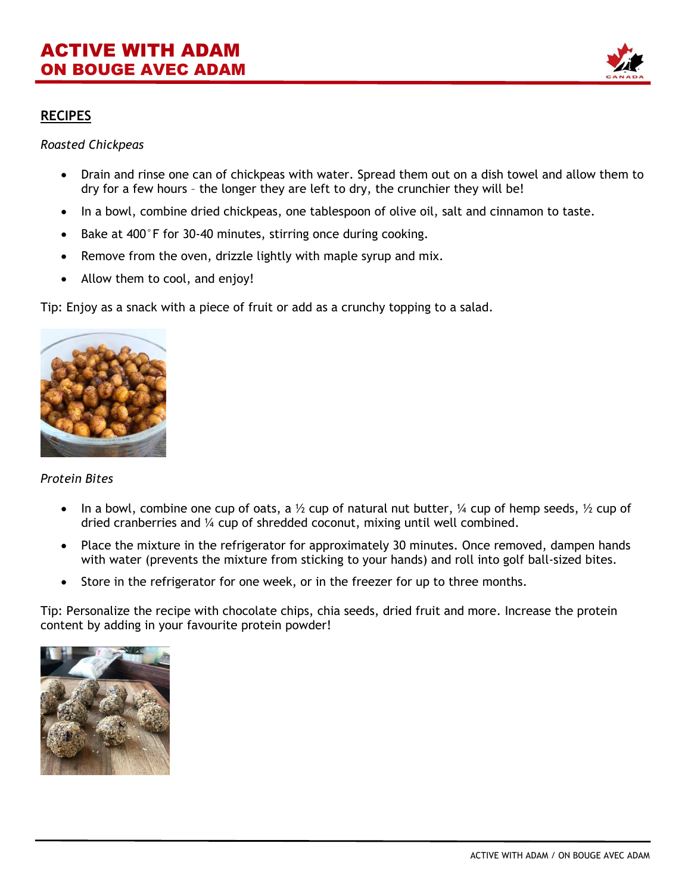# ACTIVE WITH ADAM
# ON BOUGE AVEC ADAM

## RECIPES

*Roasted Chickpeas*

- Drain and rinse one can of chickpeas with water. Spread them out on a dish towel and allow them to dry for a few hours – the longer they are left to dry, the crunchier they will be!
- In a bowl, combine dried chickpeas, one tablespoon of olive oil, salt and cinnamon to taste.
- Bake at 400°F for 30-40 minutes, stirring once during cooking.
- Remove from the oven, drizzle lightly with maple syrup and mix.
- Allow them to cool, and enjoy!

Tip: Enjoy as a snack with a piece of fruit or add as a crunchy topping to a salad.

*Protein Bites*

- In a bowl, combine one cup of oats, a ½ cup of natural nut butter, ¼ cup of hemp seeds, ½ cup of dried cranberries and ¼ cup of shredded coconut, mixing until well combined.
- Place the mixture in the refrigerator for approximately 30 minutes. Once removed, dampen hands with water (prevents the mixture from sticking to your hands) and roll into golf ball-sized bites.
- Store in the refrigerator for one week, or in the freezer for up to three months.

Tip: Personalize the recipe with chocolate chips, chia seeds, dried fruit and more. Increase the protein content by adding in your favourite protein powder!